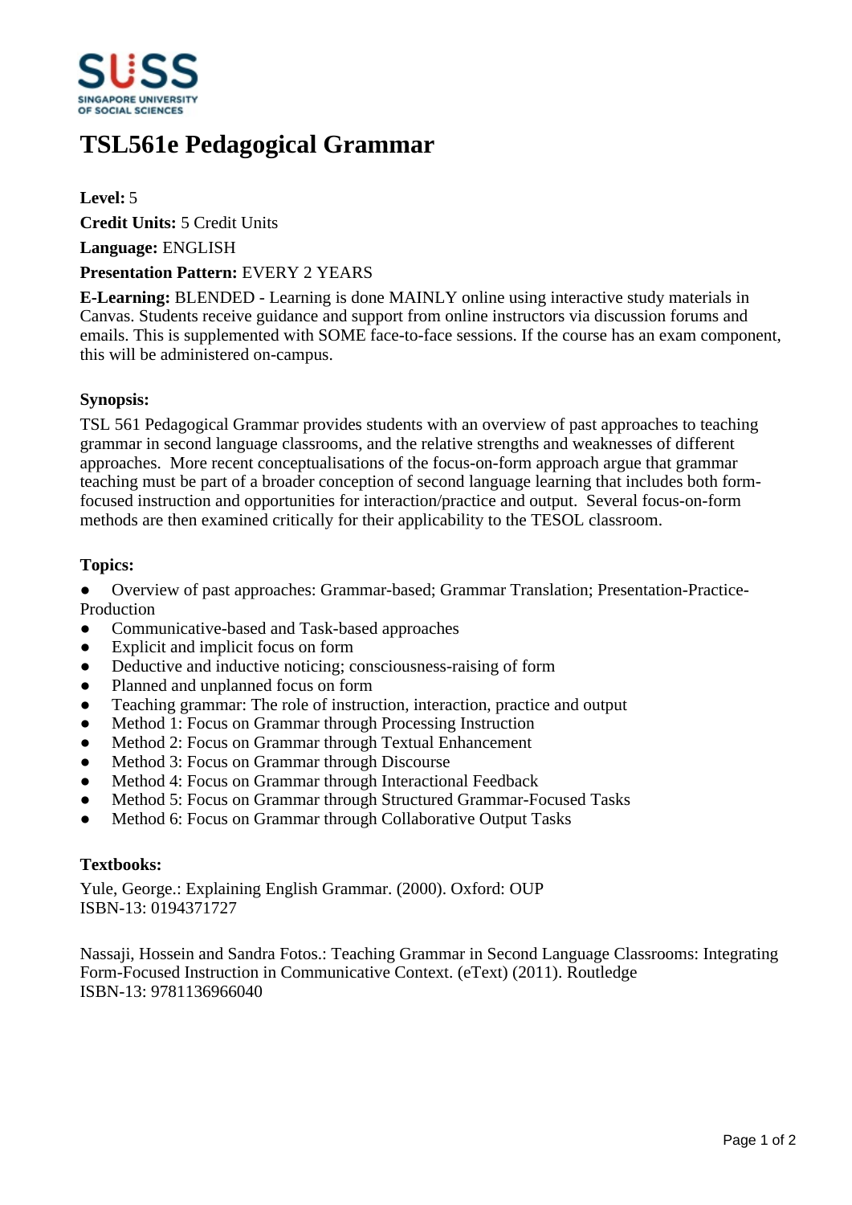# TSL561e Pedagogical Grammar

**Level:** 5

**Credit Units:** 5 Credit Units

**Language:** ENGLISH

**Presentation Pattern:** EVERY 2 YEARS

**E-Learning:** BLENDED - Learning is done MAINLY online using interactive study materials in Canvas. Students receive guidance and support from online instructors via discussion forums and emails. This is supplemented with SOME face-to-face sessions. If the course has an exam component, this will be administered on-campus.

### Synopsis:

TSL 561 Pedagogical Grammar provides students with an overview of past approaches to teaching grammar in second language classrooms, and the relative strengths and weaknesses of different approaches. More recent conceptualisations of the focus-on-form approach argue that grammar teaching must be part of a broader conception of second language learning that includes both form-focused instruction and opportunities for interaction/practice and output. Several focus-on-form methods are then examined critically for their applicability to the TESOL classroom.

### Topics:

- Overview of past approaches: Grammar-based; Grammar Translation; Presentation-Practice-Production
- Communicative-based and Task-based approaches
- Explicit and implicit focus on form
- Deductive and inductive noticing; consciousness-raising of form
- Planned and unplanned focus on form
- Teaching grammar: The role of instruction, interaction, practice and output
- Method 1: Focus on Grammar through Processing Instruction
- Method 2: Focus on Grammar through Textual Enhancement
- Method 3: Focus on Grammar through Discourse
- Method 4: Focus on Grammar through Interactional Feedback
- Method 5: Focus on Grammar through Structured Grammar-Focused Tasks
- Method 6: Focus on Grammar through Collaborative Output Tasks

### Textbooks:

Yule, George.: Explaining English Grammar. (2000). Oxford: OUP
ISBN-13: 0194371727

Nassaji, Hossein and Sandra Fotos.: Teaching Grammar in Second Language Classrooms: Integrating Form-Focused Instruction in Communicative Context. (eText) (2011). Routledge
ISBN-13: 9781136966040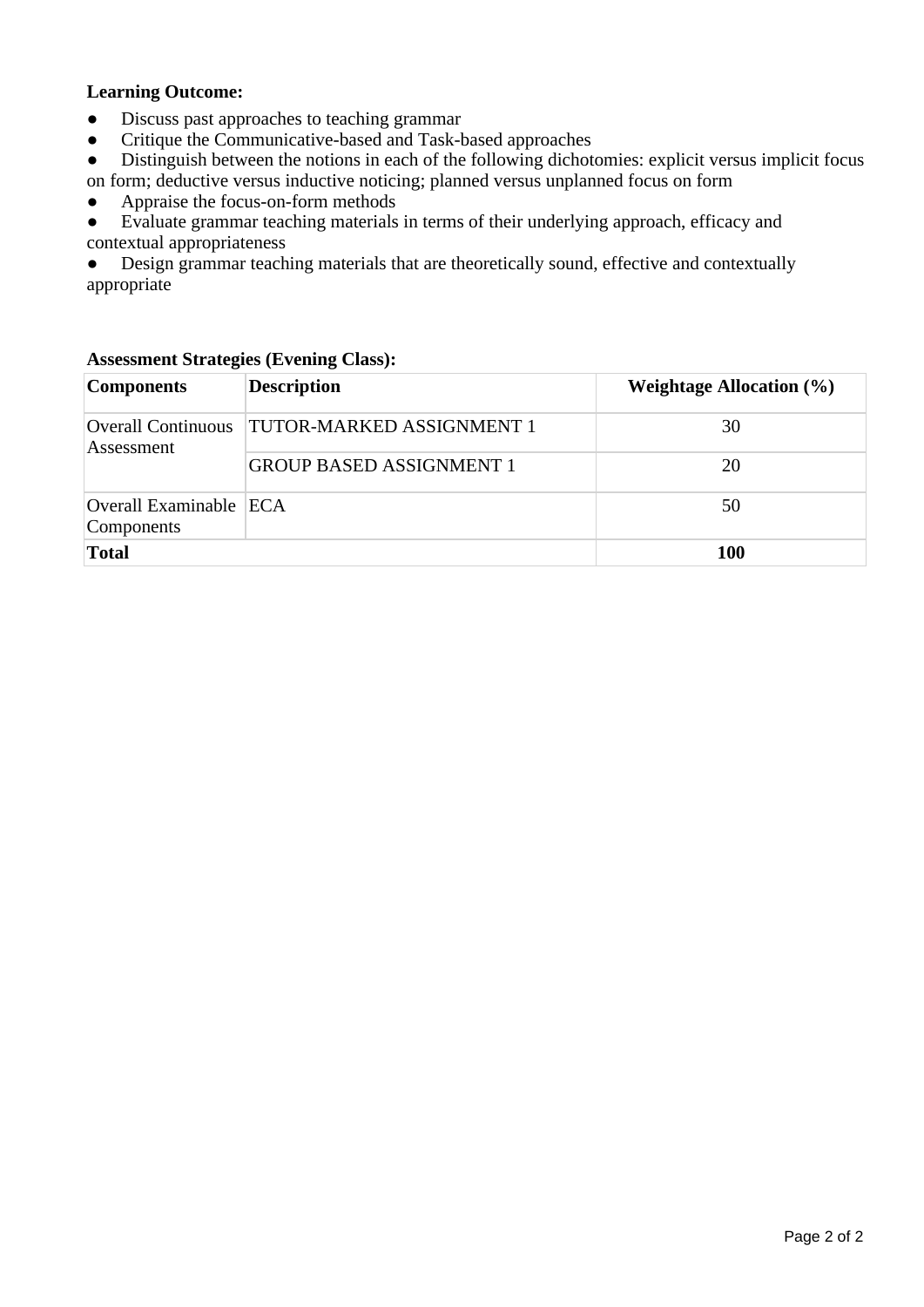**Learning Outcome:**

- Discuss past approaches to teaching grammar
- Critique the Communicative-based and Task-based approaches
- Distinguish between the notions in each of the following dichotomies: explicit versus implicit focus on form; deductive versus inductive noticing; planned versus unplanned focus on form
- Appraise the focus-on-form methods
- Evaluate grammar teaching materials in terms of their underlying approach, efficacy and contextual appropriateness
- Design grammar teaching materials that are theoretically sound, effective and contextually appropriate

**Assessment Strategies (Evening Class):**

| Components | Description | Weightage Allocation (%) |
|---|---|---|
| Overall Continuous Assessment | TUTOR-MARKED ASSIGNMENT 1 | 30 |
| | GROUP BASED ASSIGNMENT 1 | 20 |
| Overall Examinable Components | ECA | 50 |
| **Total** | | **100** |